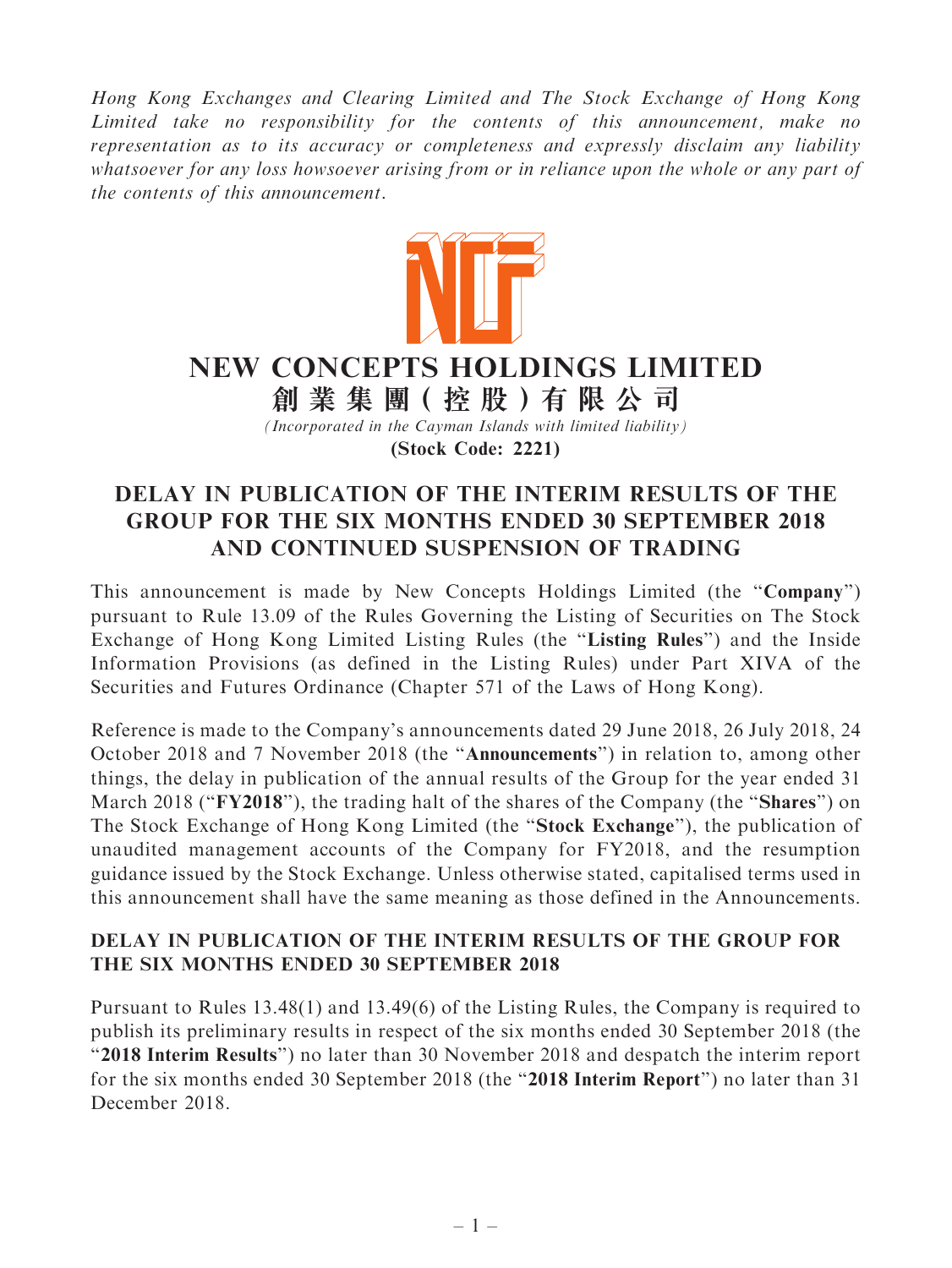*Hong Kong Exchanges and Clearing Limited and The Stock Exchange of Hong Kong Limited take no responsibility for the contents of this announcement, make no representation as to its accuracy or completeness and expressly disclaim any liability whatsoever for any loss howsoever arising from or in reliance upon the whole or any part of the contents of this announcement.*

# NEW CONCEPTS HOLDINGS LIMITED

# 創業集團(控股)有限公司

*(Incorporated in the Cayman Islands with limited liability)*

**(Stock Code: 2221)**

## DELAY IN PUBLICATION OF THE INTERIM RESULTS OF THE GROUP FOR THE SIX MONTHS ENDED 30 SEPTEMBER 2018 AND CONTINUED SUSPENSION OF TRADING

This announcement is made by New Concepts Holdings Limited (the "**Company**") pursuant to Rule 13.09 of the Rules Governing the Listing of Securities on The Stock Exchange of Hong Kong Limited Listing Rules (the "**Listing Rules**") and the Inside Information Provisions (as defined in the Listing Rules) under Part XIVA of the Securities and Futures Ordinance (Chapter 571 of the Laws of Hong Kong).

Reference is made to the Company's announcements dated 29 June 2018, 26 July 2018, 24 October 2018 and 7 November 2018 (the "**Announcements**") in relation to, among other things, the delay in publication of the annual results of the Group for the year ended 31 March 2018 ("**FY2018**"), the trading halt of the shares of the Company (the "**Shares**") on The Stock Exchange of Hong Kong Limited (the "**Stock Exchange**"), the publication of unaudited management accounts of the Company for FY2018, and the resumption guidance issued by the Stock Exchange. Unless otherwise stated, capitalised terms used in this announcement shall have the same meaning as those defined in the Announcements.

### DELAY IN PUBLICATION OF THE INTERIM RESULTS OF THE GROUP FOR THE SIX MONTHS ENDED 30 SEPTEMBER 2018

Pursuant to Rules 13.48(1) and 13.49(6) of the Listing Rules, the Company is required to publish its preliminary results in respect of the six months ended 30 September 2018 (the "**2018 Interim Results**") no later than 30 November 2018 and despatch the interim report for the six months ended 30 September 2018 (the "**2018 Interim Report**") no later than 31 December 2018.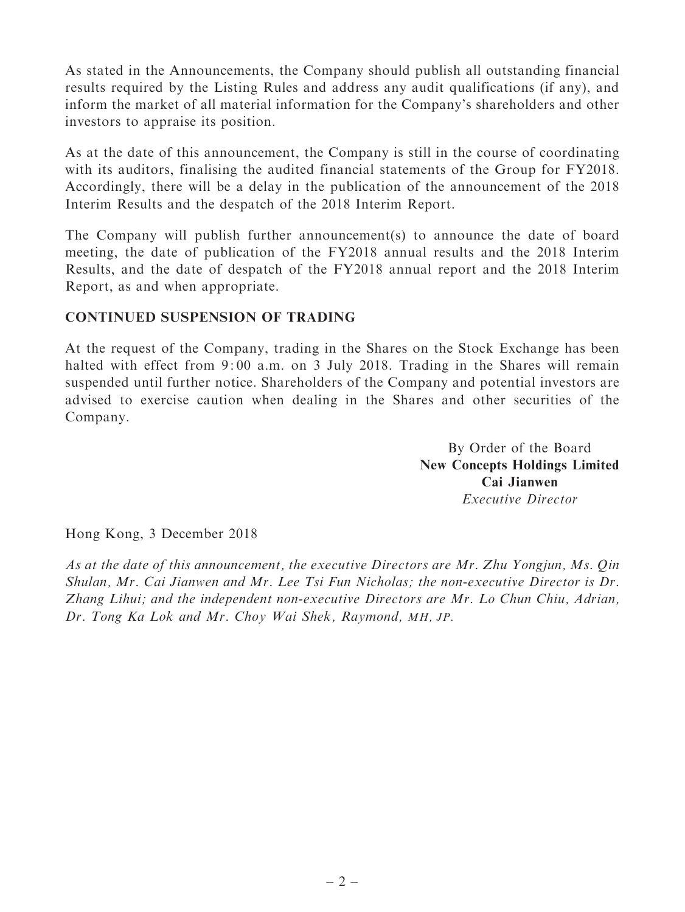As stated in the Announcements, the Company should publish all outstanding financial results required by the Listing Rules and address any audit qualifications (if any), and inform the market of all material information for the Company's shareholders and other investors to appraise its position.

As at the date of this announcement, the Company is still in the course of coordinating with its auditors, finalising the audited financial statements of the Group for FY2018. Accordingly, there will be a delay in the publication of the announcement of the 2018 Interim Results and the despatch of the 2018 Interim Report.

The Company will publish further announcement(s) to announce the date of board meeting, the date of publication of the FY2018 annual results and the 2018 Interim Results, and the date of despatch of the FY2018 annual report and the 2018 Interim Report, as and when appropriate.

## CONTINUED SUSPENSION OF TRADING

At the request of the Company, trading in the Shares on the Stock Exchange has been halted with effect from 9:00 a.m. on 3 July 2018. Trading in the Shares will remain suspended until further notice. Shareholders of the Company and potential investors are advised to exercise caution when dealing in the Shares and other securities of the Company.

By Order of the Board
**New Concepts Holdings Limited**
**Cai Jianwen**
*Executive Director*

Hong Kong, 3 December 2018

*As at the date of this announcement, the executive Directors are Mr. Zhu Yongjun, Ms. Qin Shulan, Mr. Cai Jianwen and Mr. Lee Tsi Fun Nicholas; the non-executive Director is Dr. Zhang Lihui; and the independent non-executive Directors are Mr. Lo Chun Chiu, Adrian, Dr. Tong Ka Lok and Mr. Choy Wai Shek, Raymond, MH, JP.*